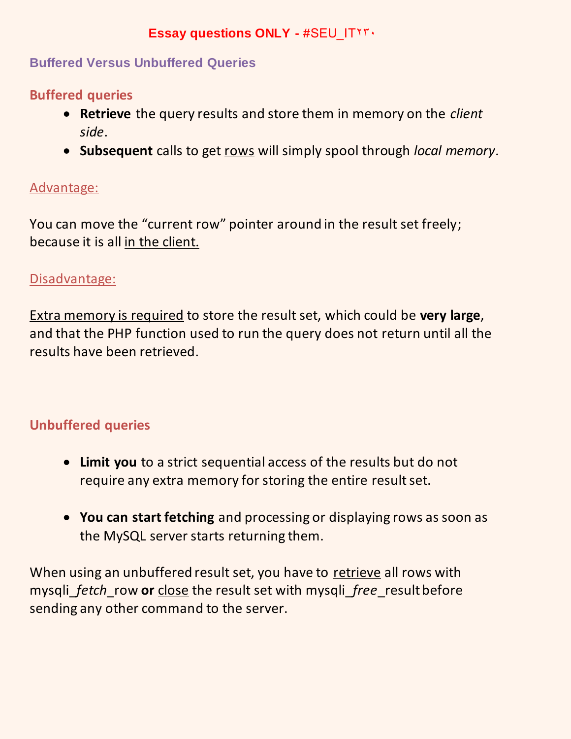**Essay questions ONLY - #SEU_IT٢٣٠**

## Buffered Versus Unbuffered Queries

### Buffered queries

- **Retrieve** the query results and store them in memory on the *client side*.
- **Subsequent** calls to get rows will simply spool through *local memory*.

Advantage:

You can move the "current row" pointer around in the result set freely; because it is all in the client.

Disadvantage:

Extra memory is required to store the result set, which could be **very large**, and that the PHP function used to run the query does not return until all the results have been retrieved.

### Unbuffered queries

- **Limit you** to a strict sequential access of the results but do not require any extra memory for storing the entire result set.
- **You can start fetching** and processing or displaying rows as soon as the MySQL server starts returning them.

When using an unbuffered result set, you have to retrieve all rows with mysqli_*fetch*_row **or** close the result set with mysqli_*free*_result before sending any other command to the server.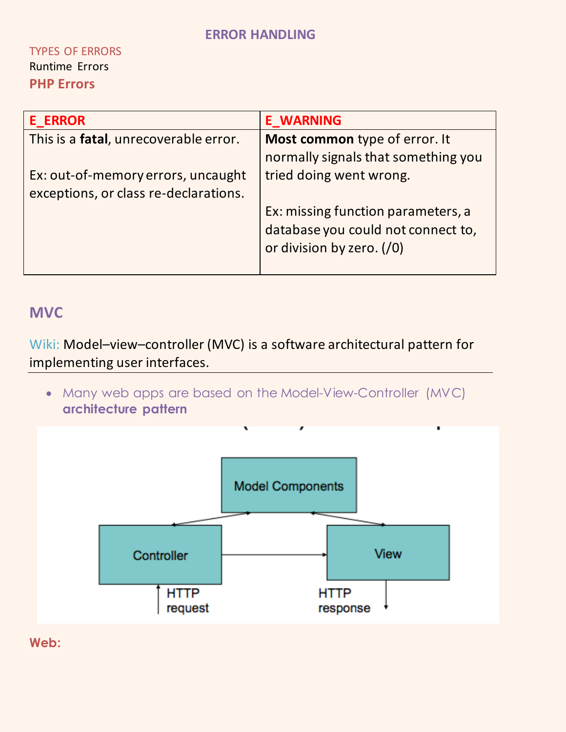# ERROR HANDLING

TYPES OF ERRORS

Runtime Errors

## PHP Errors

| E_ERROR | E_WARNING |
|---|---|
| This is a **fatal**, unrecoverable error.<br><br>Ex: out-of-memory errors, uncaught exceptions, or class re-declarations. | **Most common** type of error. It normally signals that something you tried doing went wrong.<br><br>Ex: missing function parameters, a database you could not connect to, or division by zero. (/0) |

## MVC

Wiki: Model–view–controller (MVC) is a software architectural pattern for implementing user interfaces.

---

- Many web apps are based on the Model-View-Controller (MVC) **architecture pattern**

Model Components

Controller

View

HTTP request

HTTP response

**Web:**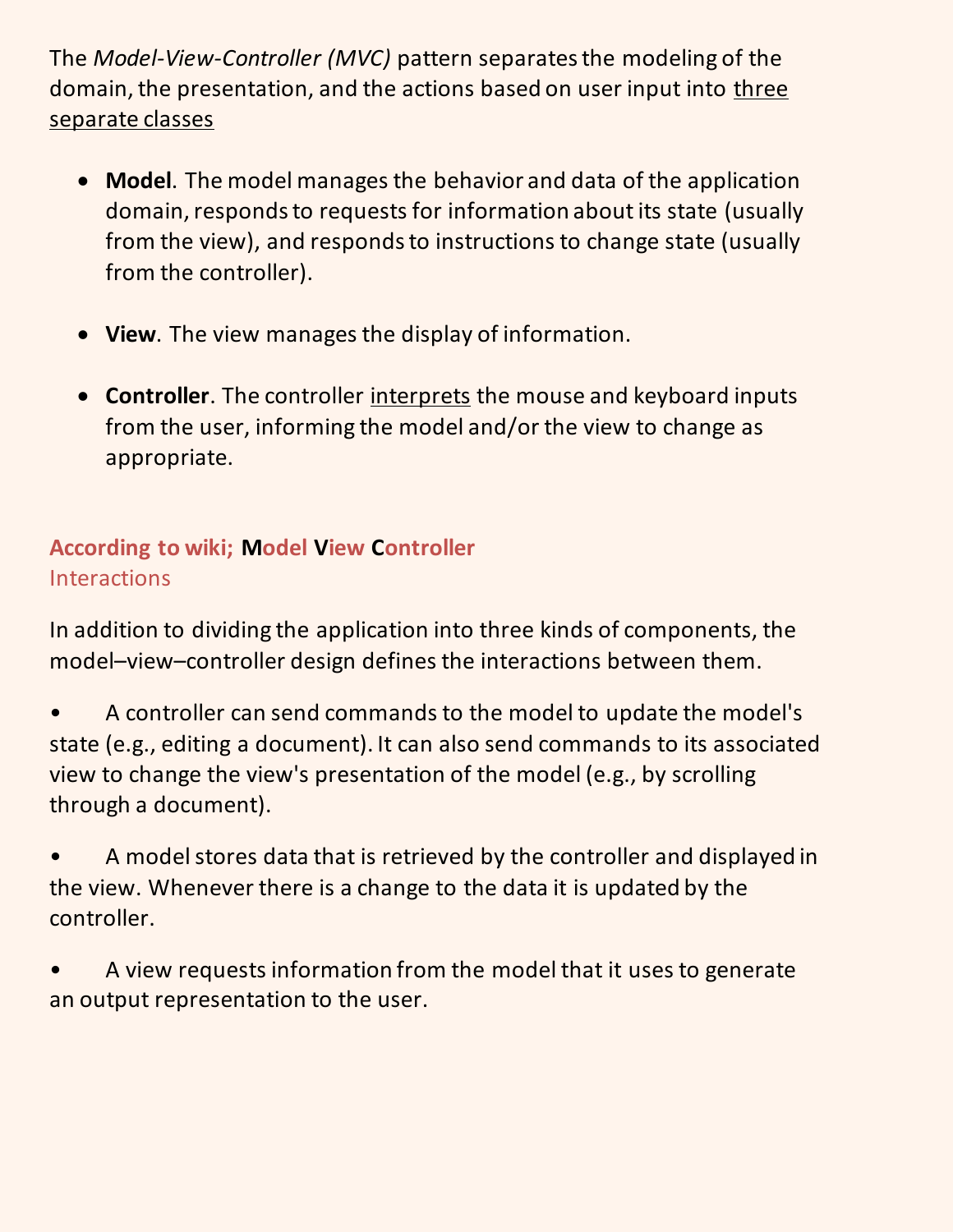The *Model-View-Controller (MVC)* pattern separates the modeling of the domain, the presentation, and the actions based on user input into <u>three separate classes</u>

- **Model**. The model manages the behavior and data of the application domain, responds to requests for information about its state (usually from the view), and responds to instructions to change state (usually from the controller).

- **View**. The view manages the display of information.

- **Controller**. The controller <u>interprets</u> the mouse and keyboard inputs from the user, informing the model and/or the view to change as appropriate.

**According to wiki; Model View Controller**

Interactions

In addition to dividing the application into three kinds of components, the model–view–controller design defines the interactions between them.

- A controller can send commands to the model to update the model's state (e.g., editing a document). It can also send commands to its associated view to change the view's presentation of the model (e.g., by scrolling through a document).

- A model stores data that is retrieved by the controller and displayed in the view. Whenever there is a change to the data it is updated by the controller.

- A view requests information from the model that it uses to generate an output representation to the user.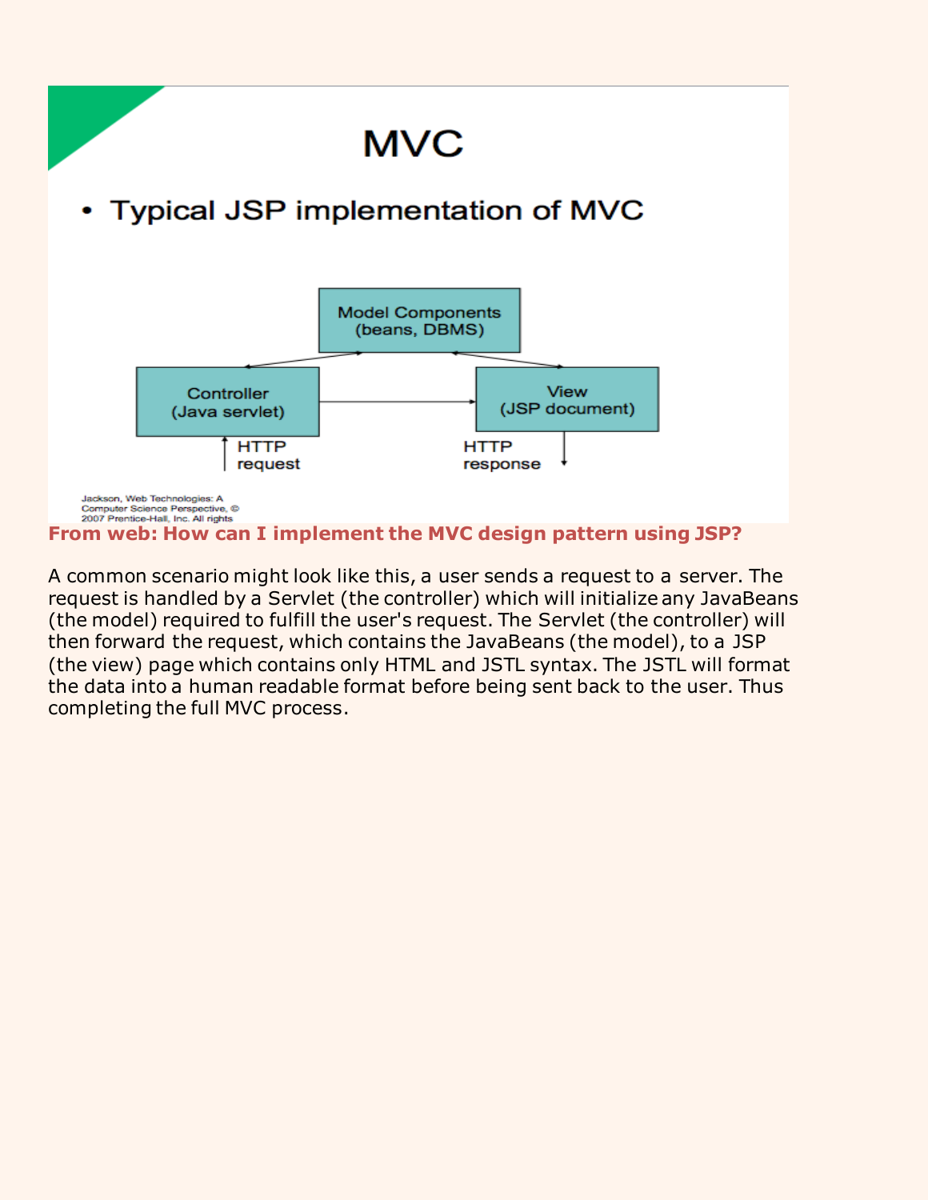# MVC

- Typical JSP implementation of MVC

Model Components (beans, DBMS)

Controller (Java servlet)

View (JSP document)

HTTP request

HTTP response

Jackson, Web Technologies: A Computer Science Perspective, © 2007 Prentice-Hall, Inc. All rights

**From web: How can I implement the MVC design pattern using JSP?**

A common scenario might look like this, a user sends a request to a server. The request is handled by a Servlet (the controller) which will initialize any JavaBeans (the model) required to fulfill the user's request. The Servlet (the controller) will then forward the request, which contains the JavaBeans (the model), to a JSP (the view) page which contains only HTML and JSTL syntax. The JSTL will format the data into a human readable format before being sent back to the user. Thus completing the full MVC process.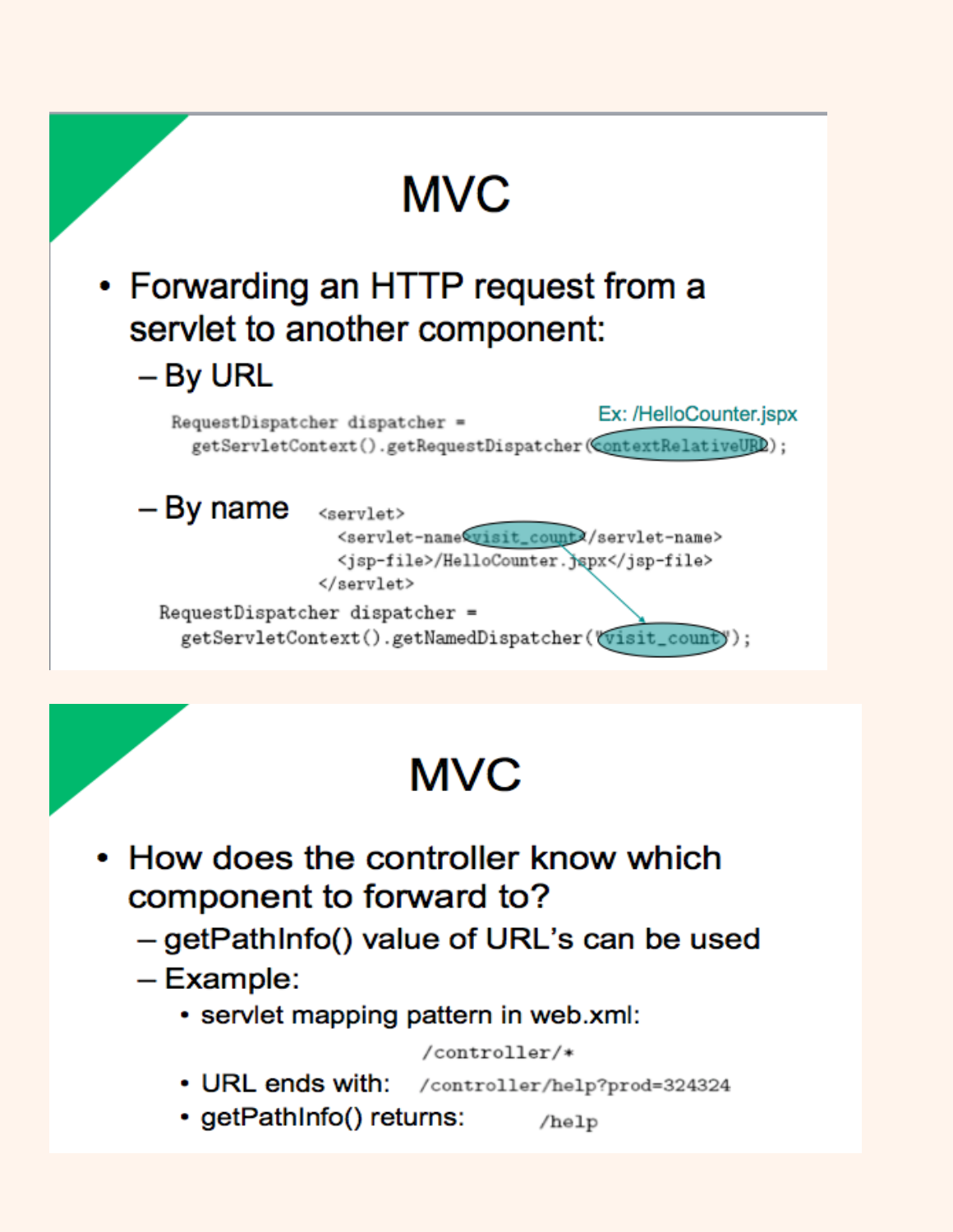# MVC

- Forwarding an HTTP request from a servlet to another component:
  - By URL

```
RequestDispatcher dispatcher =
  getServletContext().getRequestDispatcher(contextRelativeURL);
```

Ex: /HelloCounter.jspx

  - By name

```
<servlet>
  <servlet-name>visit_count</servlet-name>
  <jsp-file>/HelloCounter.jspx</jsp-file>
</servlet>
```

```
RequestDispatcher dispatcher =
  getServletContext().getNamedDispatcher("visit_count");
```

# MVC

- How does the controller know which component to forward to?
  - getPathInfo() value of URL's can be used
  - Example:
    - servlet mapping pattern in web.xml: `/controller/*`
    - URL ends with: `/controller/help?prod=324324`
    - getPathInfo() returns: `/help`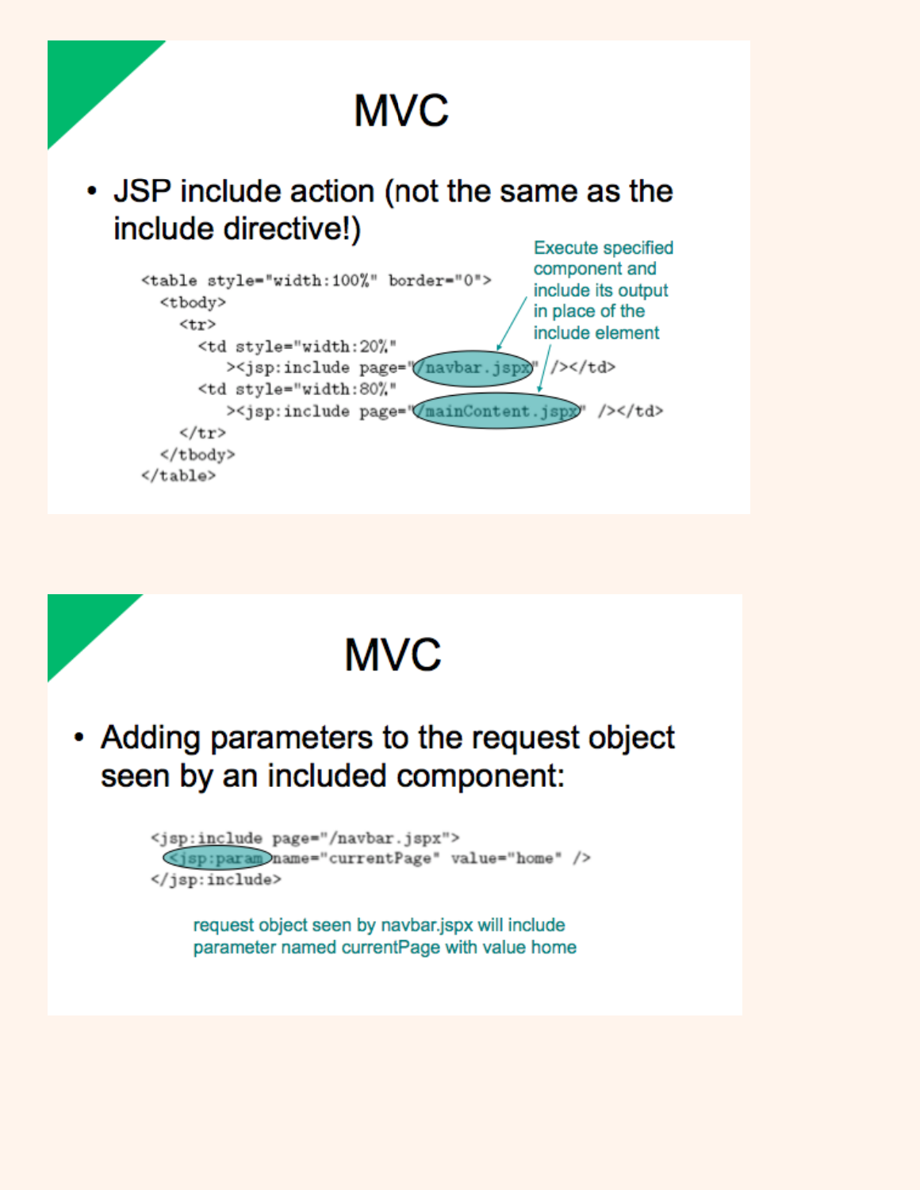# MVC

- JSP include action (not the same as the include directive!)

```
<table style="width:100%" border="0">
  <tbody>
    <tr>
      <td style="width:20%"
          ><jsp:include page="/navbar.jspx" /></td>
      <td style="width:80%"
          ><jsp:include page="/mainContent.jspx" /></td>
    </tr>
  </tbody>
</table>
```

Execute specified component and include its output in place of the include element

# MVC

- Adding parameters to the request object seen by an included component:

```
<jsp:include page="/navbar.jspx">
  <jsp:param name="currentPage" value="home" />
</jsp:include>
```

request object seen by navbar.jspx will include parameter named currentPage with value home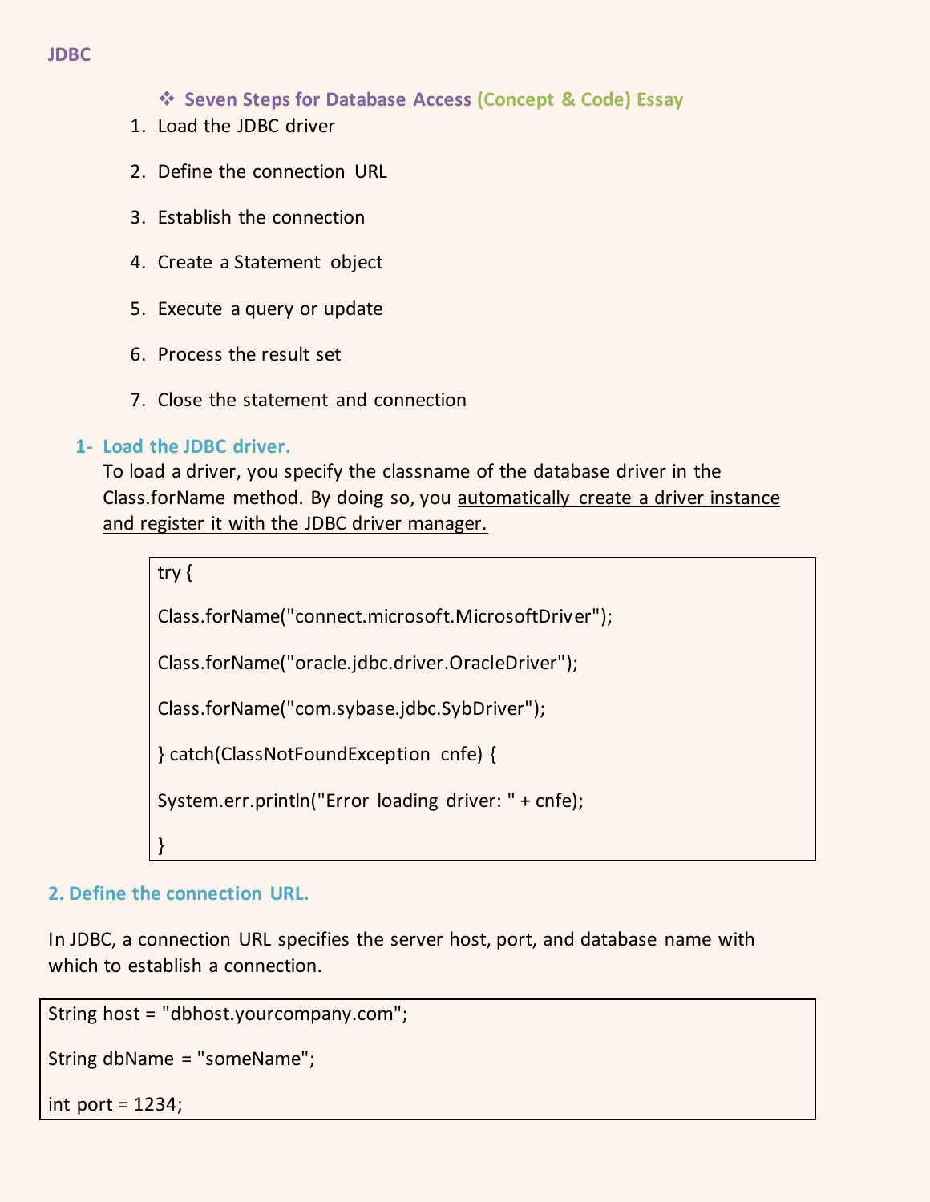JDBC

## ❖ Seven Steps for Database Access (Concept & Code) Essay

1. Load the JDBC driver
2. Define the connection URL
3. Establish the connection
4. Create a Statement object
5. Execute a query or update
6. Process the result set
7. Close the statement and connection

### 1- Load the JDBC driver.

To load a driver, you specify the classname of the database driver in the Class.forName method. By doing so, you automatically create a driver instance and register it with the JDBC driver manager.

```
try {

Class.forName("connect.microsoft.MicrosoftDriver");

Class.forName("oracle.jdbc.driver.OracleDriver");

Class.forName("com.sybase.jdbc.SybDriver");

} catch(ClassNotFoundException cnfe) {

System.err.println("Error loading driver: " + cnfe);

}
```

### 2. Define the connection URL.

In JDBC, a connection URL specifies the server host, port, and database name with which to establish a connection.

```
String host = "dbhost.yourcompany.com";

String dbName = "someName";

int port = 1234;
```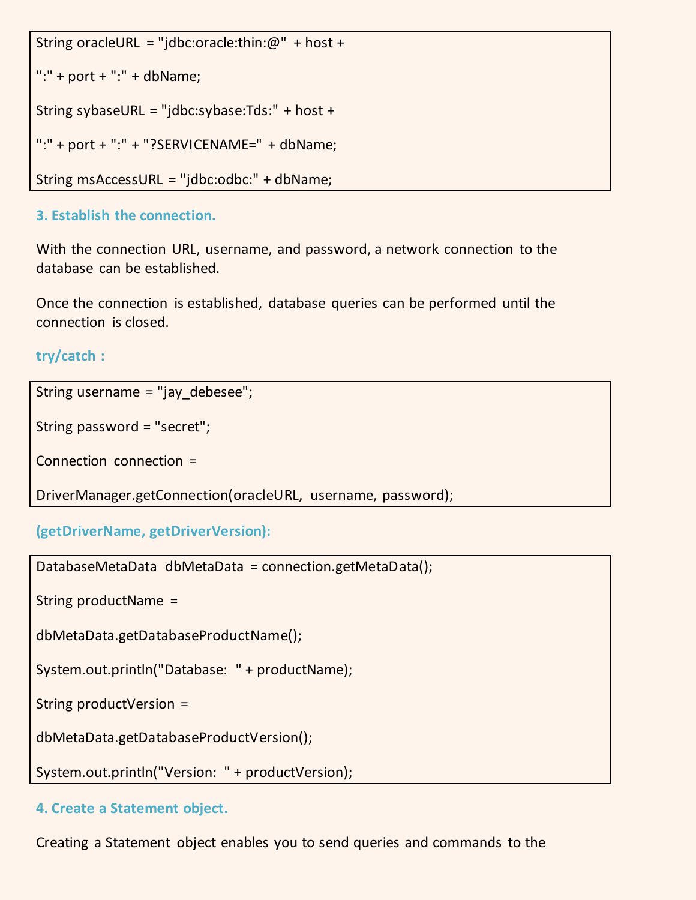```
String oracleURL = "jdbc:oracle:thin:@" + host +
":" + port + ":" + dbName;
String sybaseURL = "jdbc:sybase:Tds:" + host +
":" + port + ":" + "?SERVICENAME=" + dbName;
String msAccessURL = "jdbc:odbc:" + dbName;
```

### 3. Establish the connection.

With the connection URL, username, and password, a network connection to the database can be established.

Once the connection is established, database queries can be performed until the connection is closed.

### try/catch :

```
String username = "jay_debesee";
String password = "secret";
Connection connection =
DriverManager.getConnection(oracleURL, username, password);
```

### (getDriverName, getDriverVersion):

```
DatabaseMetaData dbMetaData = connection.getMetaData();
String productName =
dbMetaData.getDatabaseProductName();
System.out.println("Database: " + productName);
String productVersion =
dbMetaData.getDatabaseProductVersion();
System.out.println("Version: " + productVersion);
```

### 4. Create a Statement object.

Creating a Statement object enables you to send queries and commands to the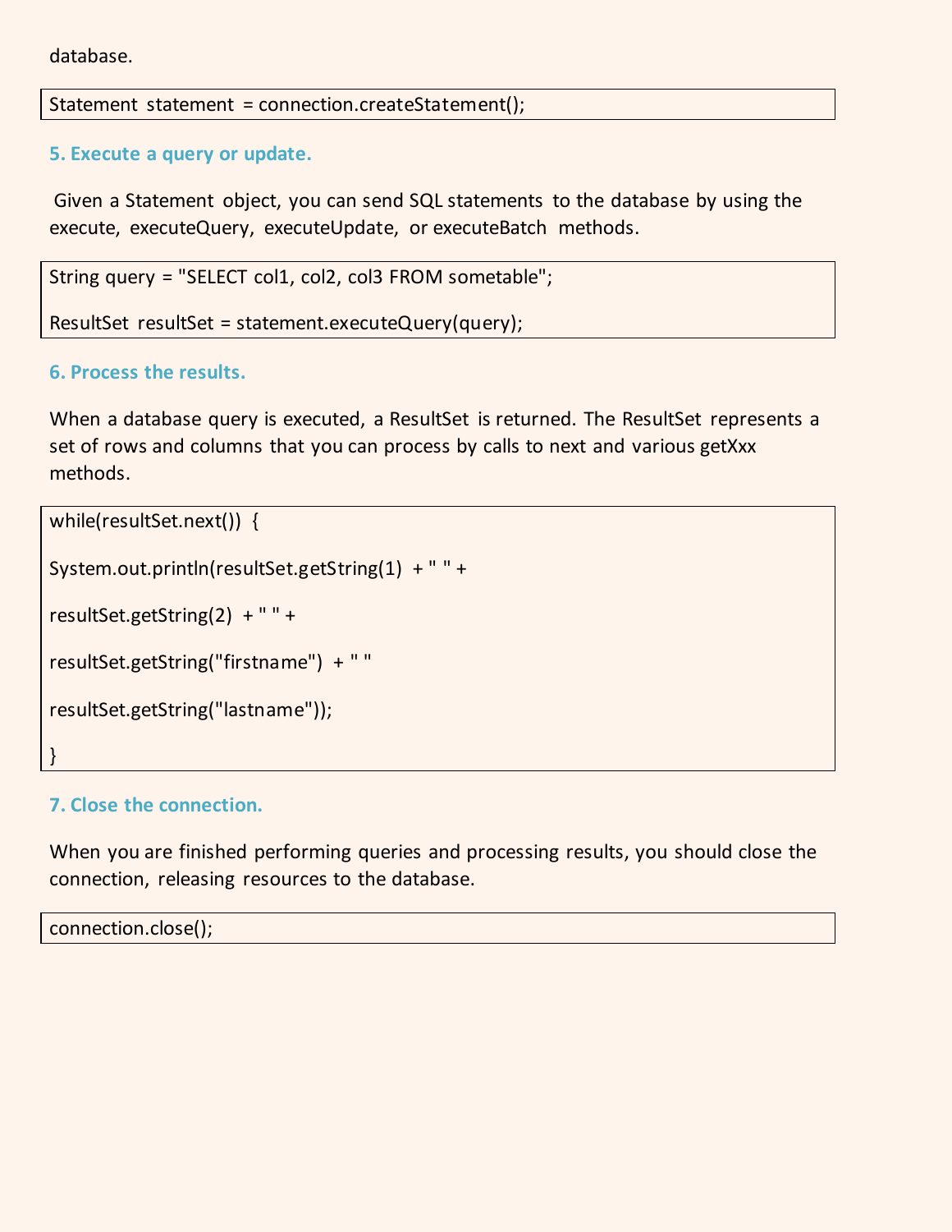database.

```
Statement statement = connection.createStatement();
```

### 5. Execute a query or update.

Given a Statement object, you can send SQL statements to the database by using the execute, executeQuery, executeUpdate, or executeBatch methods.

```
String query = "SELECT col1, col2, col3 FROM sometable";

ResultSet resultSet = statement.executeQuery(query);
```

### 6. Process the results.

When a database query is executed, a ResultSet is returned. The ResultSet represents a set of rows and columns that you can process by calls to next and various getXxx methods.

```
while(resultSet.next()) {

System.out.println(resultSet.getString(1) + " " +

resultSet.getString(2) + " " +

resultSet.getString("firstname") + " "

resultSet.getString("lastname"));

}
```

### 7. Close the connection.

When you are finished performing queries and processing results, you should close the connection, releasing resources to the database.

```
connection.close();
```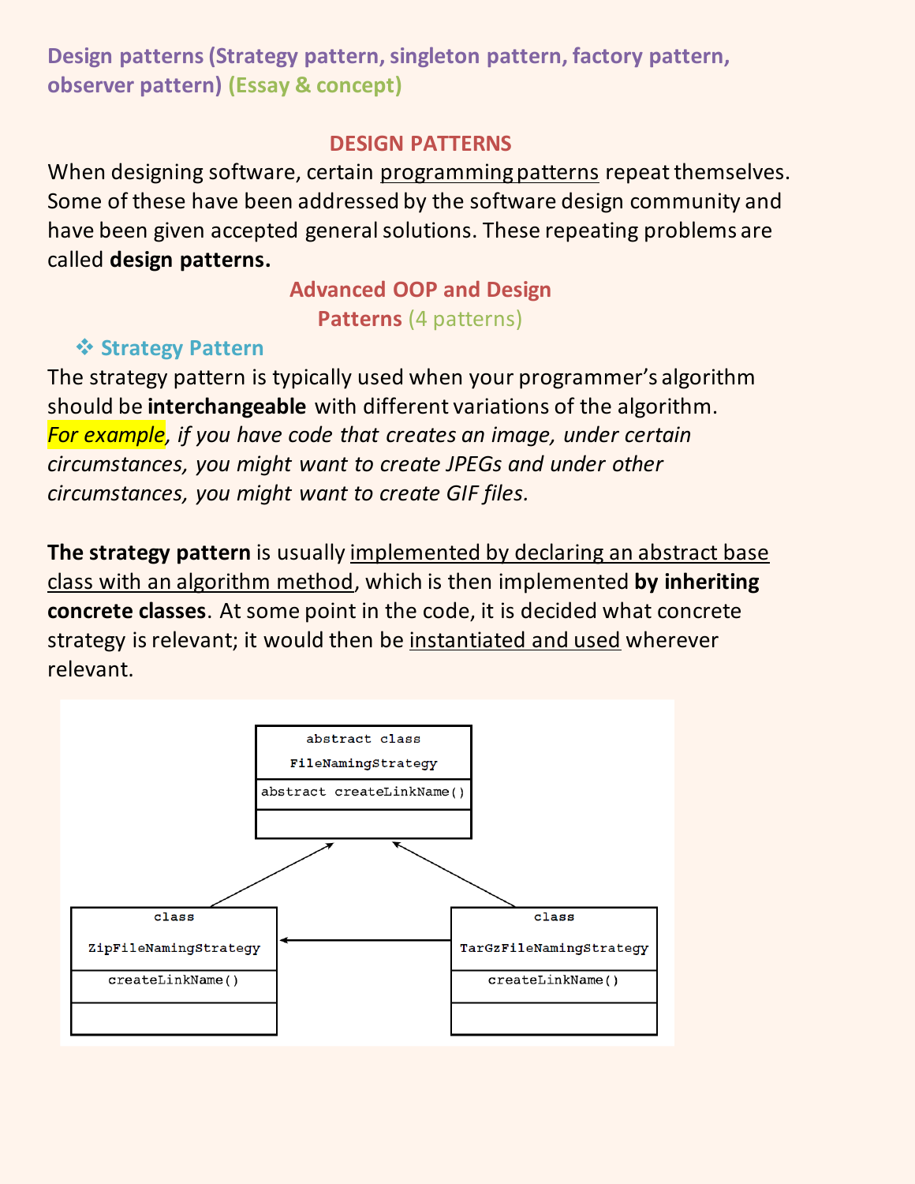**Design patterns (Strategy pattern, singleton pattern, factory pattern, observer pattern) (Essay & concept)**

## DESIGN PATTERNS

When designing software, certain programming patterns repeat themselves. Some of these have been addressed by the software design community and have been given accepted general solutions. These repeating problems are called **design patterns.**

## Advanced OOP and Design Patterns (4 patterns)

### ❖ Strategy Pattern

The strategy pattern is typically used when your programmer's algorithm should be **interchangeable** with different variations of the algorithm. *For example, if you have code that creates an image, under certain circumstances, you might want to create JPEGs and under other circumstances, you might want to create GIF files.*

**The strategy pattern** is usually implemented by declaring an abstract base class with an algorithm method, which is then implemented **by inheriting concrete classes**. At some point in the code, it is decided what concrete strategy is relevant; it would then be instantiated and used wherever relevant.

```
abstract class FileNamingStrategy
    abstract createLinkName()

class ZipFileNamingStrategy          class TarGzFileNamingStrategy
    createLinkName()                     createLinkName()
```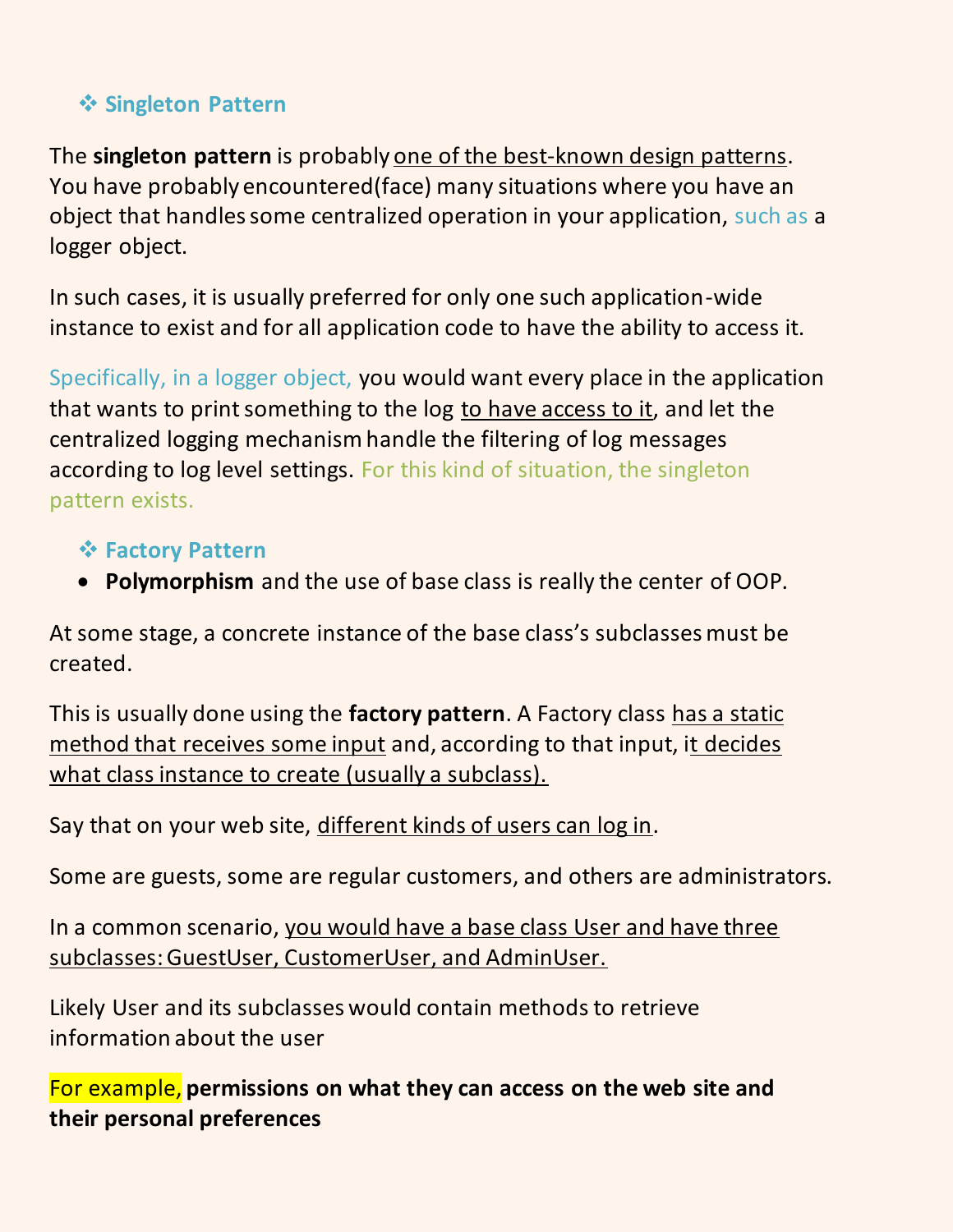### ❖ Singleton Pattern

The **singleton pattern** is probably one of the best-known design patterns. You have probably encountered(face) many situations where you have an object that handles some centralized operation in your application, such as a logger object.

In such cases, it is usually preferred for only one such application-wide instance to exist and for all application code to have the ability to access it.

Specifically, in a logger object, you would want every place in the application that wants to print something to the log to have access to it, and let the centralized logging mechanism handle the filtering of log messages according to log level settings. For this kind of situation, the singleton pattern exists.

### ❖ Factory Pattern

- **Polymorphism** and the use of base class is really the center of OOP.

At some stage, a concrete instance of the base class's subclasses must be created.

This is usually done using the **factory pattern**. A Factory class has a static method that receives some input and, according to that input, it decides what class instance to create (usually a subclass).

Say that on your web site, different kinds of users can log in.

Some are guests, some are regular customers, and others are administrators.

In a common scenario, you would have a base class User and have three subclasses: GuestUser, CustomerUser, and AdminUser.

Likely User and its subclasses would contain methods to retrieve information about the user

For example, **permissions on what they can access on the web site and their personal preferences**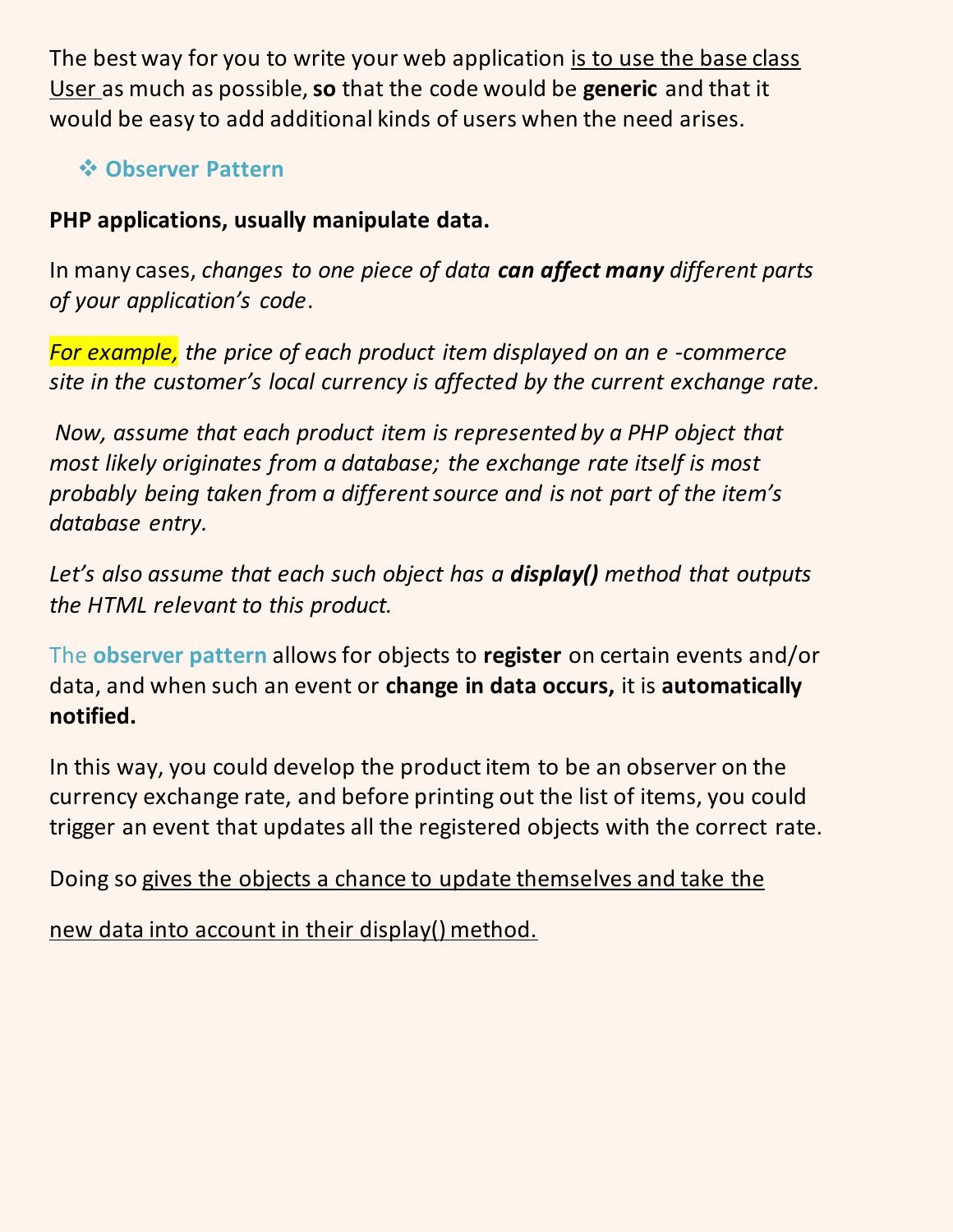The best way for you to write your web application is to use the base class User as much as possible, **so** that the code would be **generic** and that it would be easy to add additional kinds of users when the need arises.

## ❖ Observer Pattern

**PHP applications, usually manipulate data.**

In many cases, *changes to one piece of data **can affect many** different parts of your application's code*.

*For example, the price of each product item displayed on an e -commerce site in the customer's local currency is affected by the current exchange rate.*

*Now, assume that each product item is represented by a PHP object that most likely originates from a database; the exchange rate itself is most probably being taken from a different source and is not part of the item's database entry.*

*Let's also assume that each such object has a **display()** method that outputs the HTML relevant to this product.*

The **observer pattern** allows for objects to **register** on certain events and/or data, and when such an event or **change in data occurs,** it is **automatically notified.**

In this way, you could develop the product item to be an observer on the currency exchange rate, and before printing out the list of items, you could trigger an event that updates all the registered objects with the correct rate.

Doing so gives the objects a chance to update themselves and take the new data into account in their display() method.